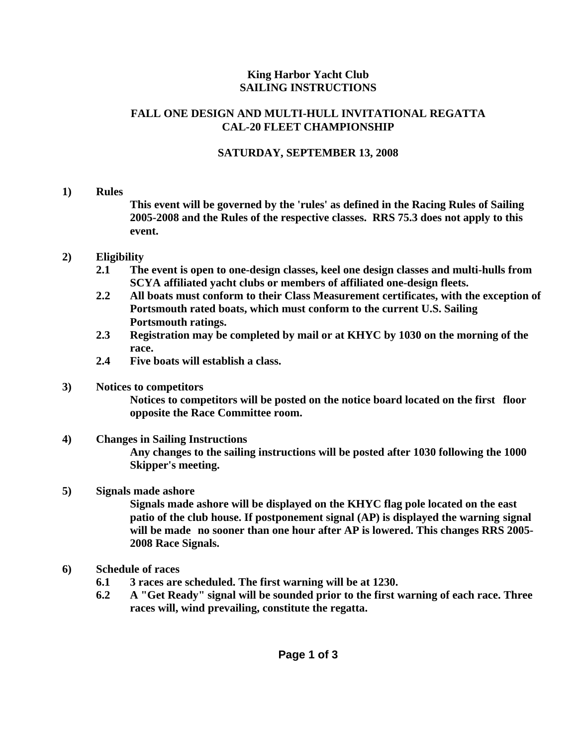# King Harbor Yacht Club
# SAILING INSTRUCTIONS

## FALL ONE DESIGN AND MULTI-HULL INVITATIONAL REGATTA
## CAL-20 FLEET CHAMPIONSHIP

### SATURDAY, SEPTEMBER 13, 2008

**1) Rules**

**This event will be governed by the 'rules' as defined in the Racing Rules of Sailing 2005-2008 and the Rules of the respective classes. RRS 75.3 does not apply to this event.**

**2) Eligibility**

**2.1 The event is open to one-design classes, keel one design classes and multi-hulls from SCYA affiliated yacht clubs or members of affiliated one-design fleets.**

**2.2 All boats must conform to their Class Measurement certificates, with the exception of Portsmouth rated boats, which must conform to the current U.S. Sailing Portsmouth ratings.**

**2.3 Registration may be completed by mail or at KHYC by 1030 on the morning of the race.**

**2.4 Five boats will establish a class.**

**3) Notices to competitors**

**Notices to competitors will be posted on the notice board located on the first floor opposite the Race Committee room.**

**4) Changes in Sailing Instructions**

**Any changes to the sailing instructions will be posted after 1030 following the 1000 Skipper's meeting.**

**5) Signals made ashore**

**Signals made ashore will be displayed on the KHYC flag pole located on the east patio of the club house. If postponement signal (AP) is displayed the warning signal will be made no sooner than one hour after AP is lowered. This changes RRS 2005-2008 Race Signals.**

**6) Schedule of races**

**6.1 3 races are scheduled. The first warning will be at 1230.**

**6.2 A "Get Ready" signal will be sounded prior to the first warning of each race. Three races will, wind prevailing, constitute the regatta.**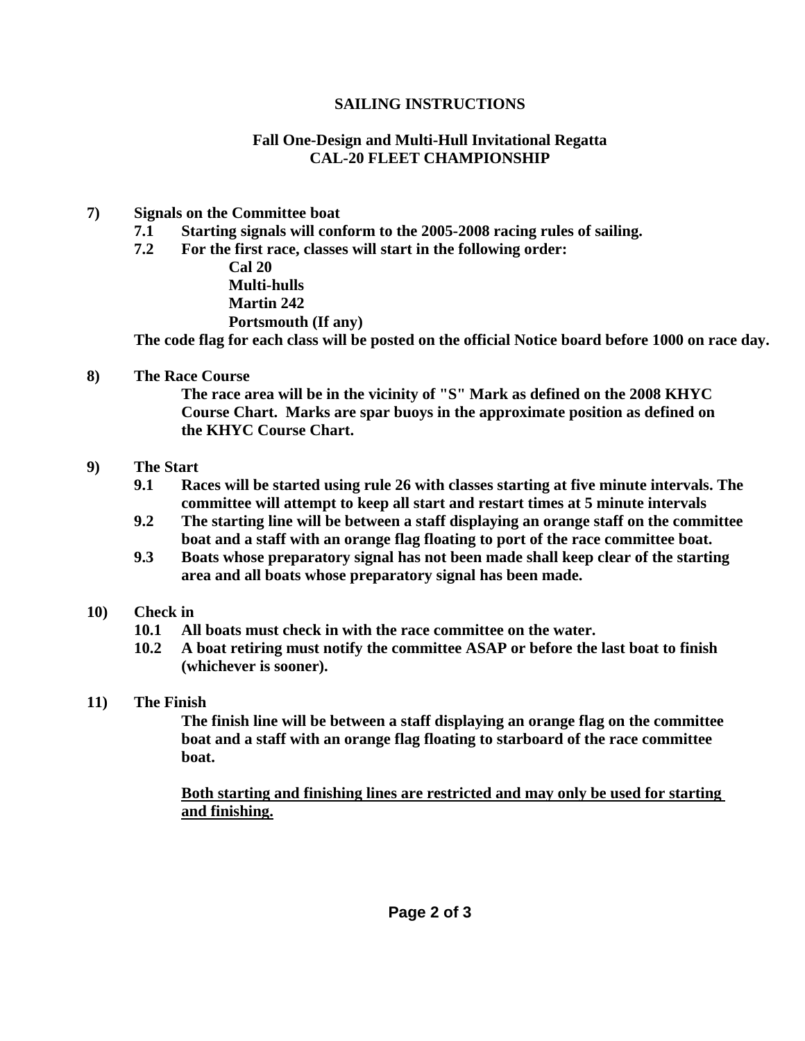**SAILING INSTRUCTIONS**

**Fall One-Design and Multi-Hull Invitational Regatta**
**CAL-20 FLEET CHAMPIONSHIP**

**7) Signals on the Committee boat**

**7.1 Starting signals will conform to the 2005-2008 racing rules of sailing.**

**7.2 For the first race, classes will start in the following order:**

**Cal 20**
**Multi-hulls**
**Martin 242**
**Portsmouth (If any)**

**The code flag for each class will be posted on the official Notice board before 1000 on race day.**

**8) The Race Course**

**The race area will be in the vicinity of "S" Mark as defined on the 2008 KHYC Course Chart. Marks are spar buoys in the approximate position as defined on the KHYC Course Chart.**

**9) The Start**

**9.1 Races will be started using rule 26 with classes starting at five minute intervals. The committee will attempt to keep all start and restart times at 5 minute intervals**

**9.2 The starting line will be between a staff displaying an orange staff on the committee boat and a staff with an orange flag floating to port of the race committee boat.**

**9.3 Boats whose preparatory signal has not been made shall keep clear of the starting area and all boats whose preparatory signal has been made.**

**10) Check in**

**10.1 All boats must check in with the race committee on the water.**

**10.2 A boat retiring must notify the committee ASAP or before the last boat to finish (whichever is sooner).**

**11) The Finish**

**The finish line will be between a staff displaying an orange flag on the committee boat and a staff with an orange flag floating to starboard of the race committee boat.**

**<u>Both starting and finishing lines are restricted and may only be used for starting and finishing.</u>**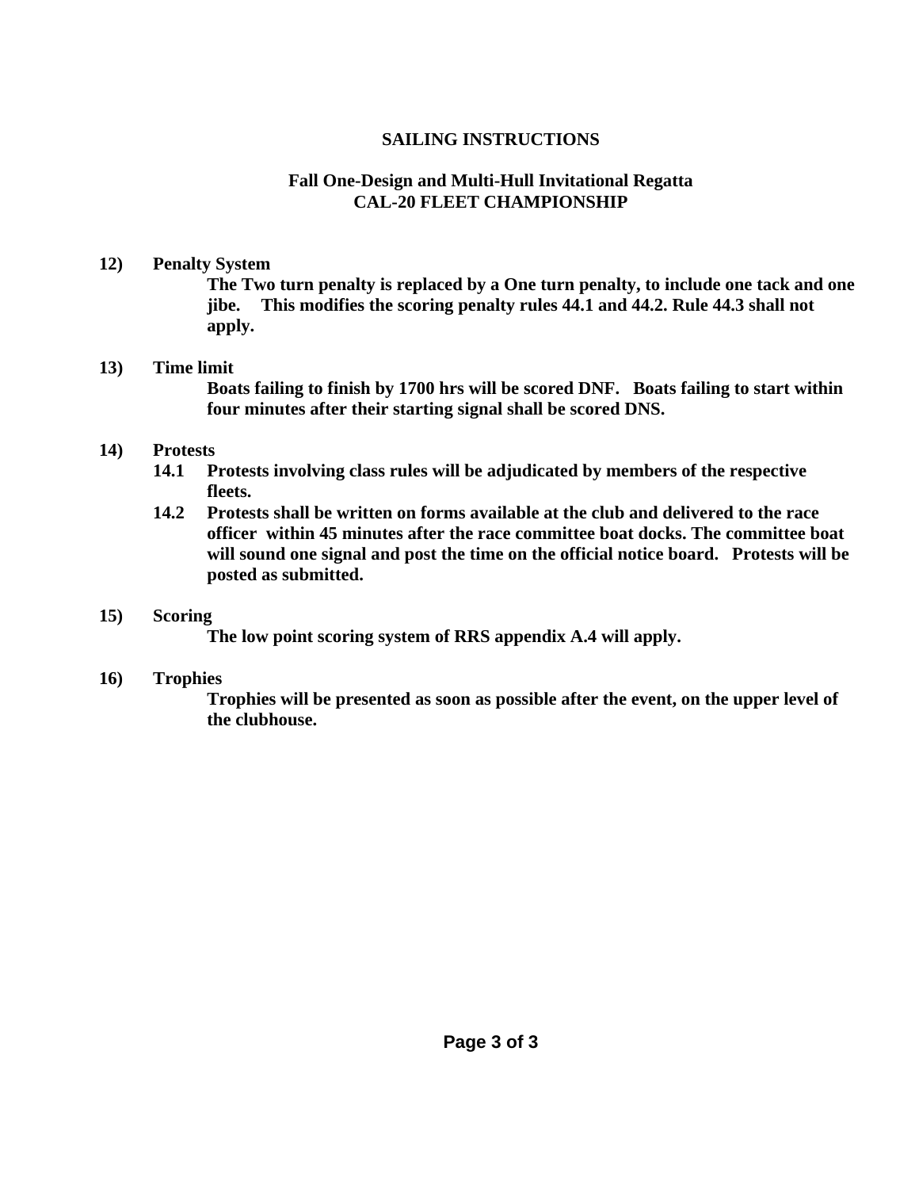**SAILING INSTRUCTIONS**

**Fall One-Design and Multi-Hull Invitational Regatta**
**CAL-20 FLEET CHAMPIONSHIP**

**12) Penalty System**

**The Two turn penalty is replaced by a One turn penalty, to include one tack and one jibe. This modifies the scoring penalty rules 44.1 and 44.2. Rule 44.3 shall not apply.**

**13) Time limit**

**Boats failing to finish by 1700 hrs will be scored DNF. Boats failing to start within four minutes after their starting signal shall be scored DNS.**

**14) Protests**

**14.1 Protests involving class rules will be adjudicated by members of the respective fleets.**

**14.2 Protests shall be written on forms available at the club and delivered to the race officer within 45 minutes after the race committee boat docks. The committee boat will sound one signal and post the time on the official notice board. Protests will be posted as submitted.**

**15) Scoring**

**The low point scoring system of RRS appendix A.4 will apply.**

**16) Trophies**

**Trophies will be presented as soon as possible after the event, on the upper level of the clubhouse.**